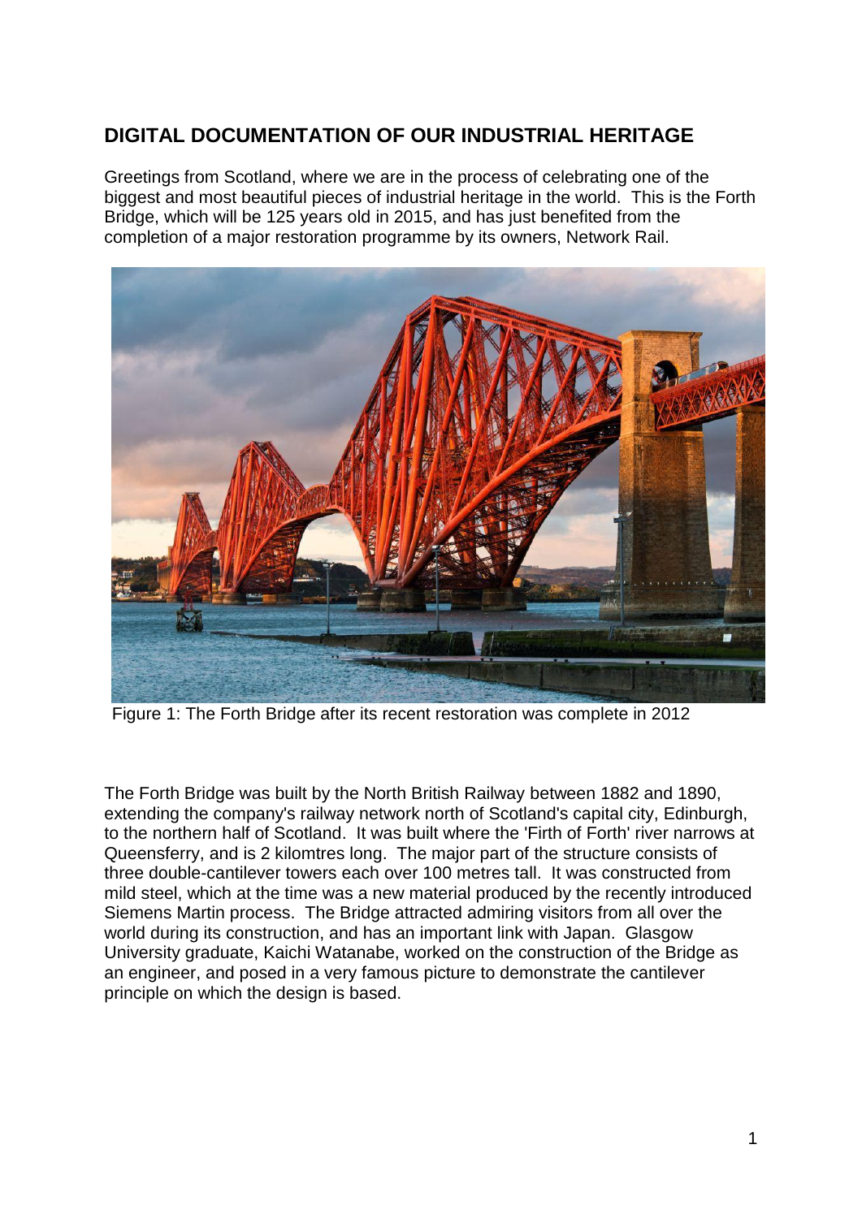## DIGITAL DOCUMENTATION OF OUR INDUSTRIAL HERITAGE

Greetings from Scotland, where we are in the process of celebrating one of the biggest and most beautiful pieces of industrial heritage in the world. This is the Forth Bridge, which will be 125 years old in 2015, and has just benefited from the completion of a major restoration programme by its owners, Network Rail.

Figure 1: The Forth Bridge after its recent restoration was complete in 2012

The Forth Bridge was built by the North British Railway between 1882 and 1890, extending the company's railway network north of Scotland's capital city, Edinburgh, to the northern half of Scotland. It was built where the 'Firth of Forth' river narrows at Queensferry, and is 2 kilomtres long. The major part of the structure consists of three double-cantilever towers each over 100 metres tall. It was constructed from mild steel, which at the time was a new material produced by the recently introduced Siemens Martin process. The Bridge attracted admiring visitors from all over the world during its construction, and has an important link with Japan. Glasgow University graduate, Kaichi Watanabe, worked on the construction of the Bridge as an engineer, and posed in a very famous picture to demonstrate the cantilever principle on which the design is based.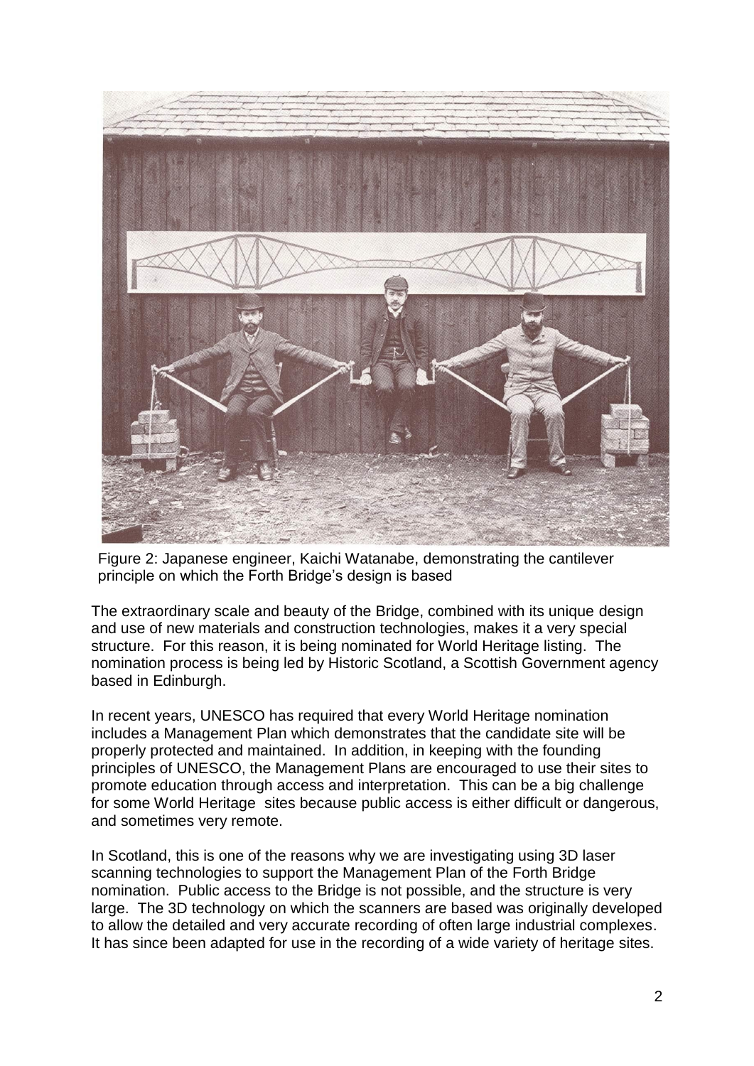Figure 2: Japanese engineer, Kaichi Watanabe, demonstrating the cantilever principle on which the Forth Bridge's design is based

The extraordinary scale and beauty of the Bridge, combined with its unique design and use of new materials and construction technologies, makes it a very special structure. For this reason, it is being nominated for World Heritage listing. The nomination process is being led by Historic Scotland, a Scottish Government agency based in Edinburgh.

In recent years, UNESCO has required that every World Heritage nomination includes a Management Plan which demonstrates that the candidate site will be properly protected and maintained. In addition, in keeping with the founding principles of UNESCO, the Management Plans are encouraged to use their sites to promote education through access and interpretation. This can be a big challenge for some World Heritage sites because public access is either difficult or dangerous, and sometimes very remote.

In Scotland, this is one of the reasons why we are investigating using 3D laser scanning technologies to support the Management Plan of the Forth Bridge nomination. Public access to the Bridge is not possible, and the structure is very large. The 3D technology on which the scanners are based was originally developed to allow the detailed and very accurate recording of often large industrial complexes. It has since been adapted for use in the recording of a wide variety of heritage sites.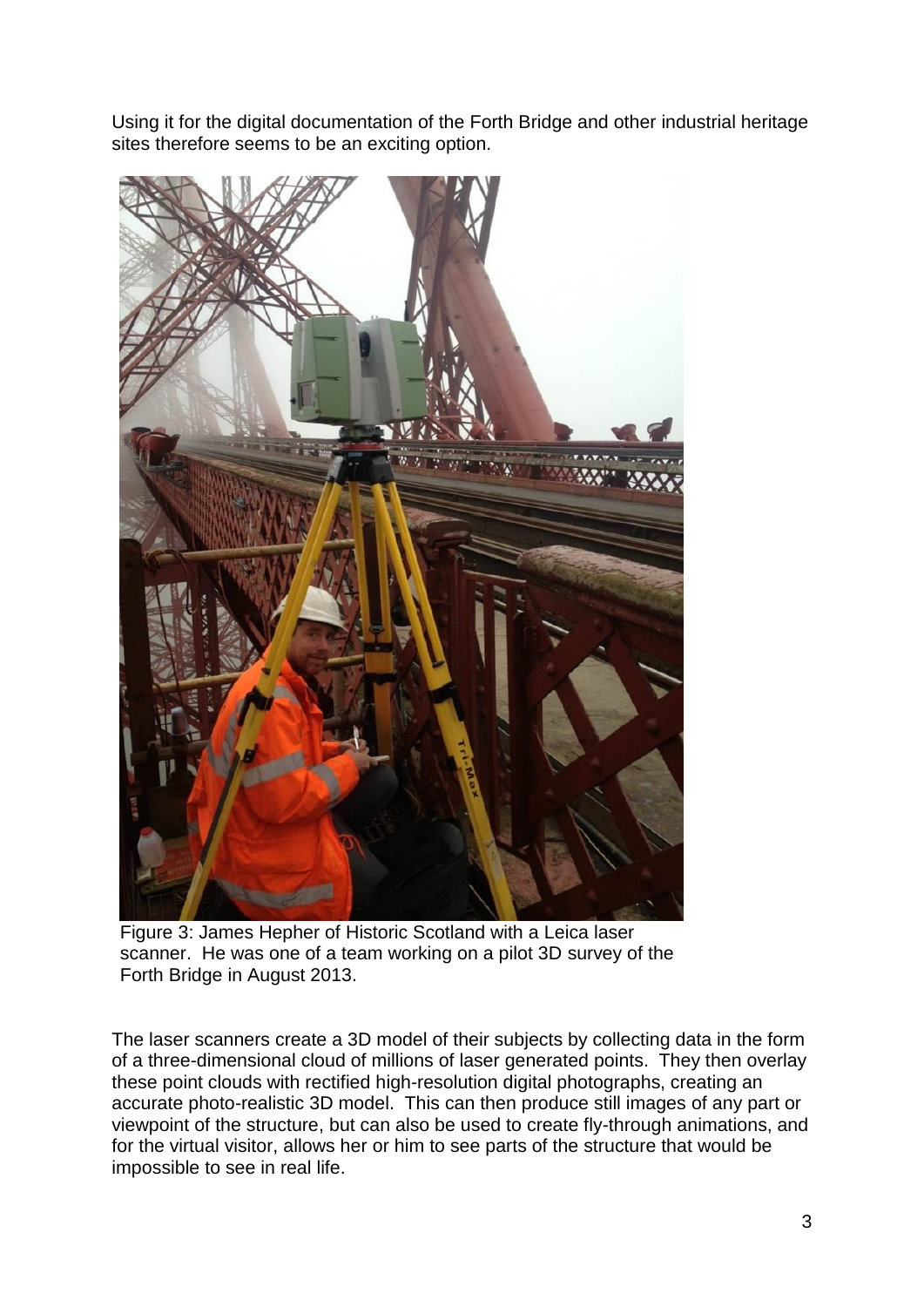Using it for the digital documentation of the Forth Bridge and other industrial heritage sites therefore seems to be an exciting option.

Figure 3: James Hepher of Historic Scotland with a Leica laser scanner. He was one of a team working on a pilot 3D survey of the Forth Bridge in August 2013.

The laser scanners create a 3D model of their subjects by collecting data in the form of a three-dimensional cloud of millions of laser generated points. They then overlay these point clouds with rectified high-resolution digital photographs, creating an accurate photo-realistic 3D model. This can then produce still images of any part or viewpoint of the structure, but can also be used to create fly-through animations, and for the virtual visitor, allows her or him to see parts of the structure that would be impossible to see in real life.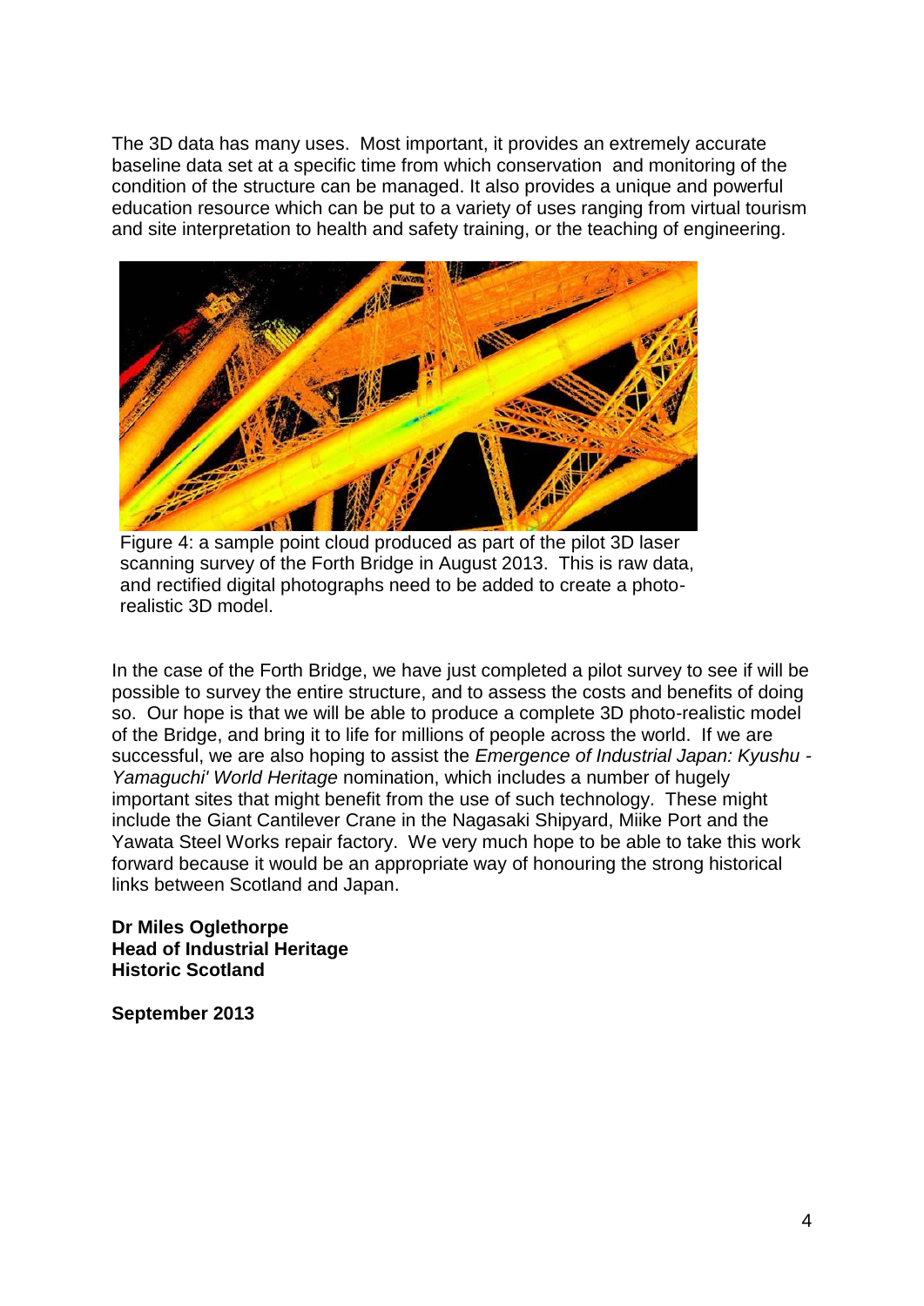The 3D data has many uses. Most important, it provides an extremely accurate baseline data set at a specific time from which conservation and monitoring of the condition of the structure can be managed. It also provides a unique and powerful education resource which can be put to a variety of uses ranging from virtual tourism and site interpretation to health and safety training, or the teaching of engineering.

Figure 4: a sample point cloud produced as part of the pilot 3D laser scanning survey of the Forth Bridge in August 2013. This is raw data, and rectified digital photographs need to be added to create a photo-realistic 3D model.

In the case of the Forth Bridge, we have just completed a pilot survey to see if will be possible to survey the entire structure, and to assess the costs and benefits of doing so. Our hope is that we will be able to produce a complete 3D photo-realistic model of the Bridge, and bring it to life for millions of people across the world. If we are successful, we are also hoping to assist the *Emergence of Industrial Japan: Kyushu - Yamaguchi' World Heritage* nomination, which includes a number of hugely important sites that might benefit from the use of such technology. These might include the Giant Cantilever Crane in the Nagasaki Shipyard, Miike Port and the Yawata Steel Works repair factory. We very much hope to be able to take this work forward because it would be an appropriate way of honouring the strong historical links between Scotland and Japan.

**Dr Miles Oglethorpe**
**Head of Industrial Heritage**
**Historic Scotland**

**September 2013**